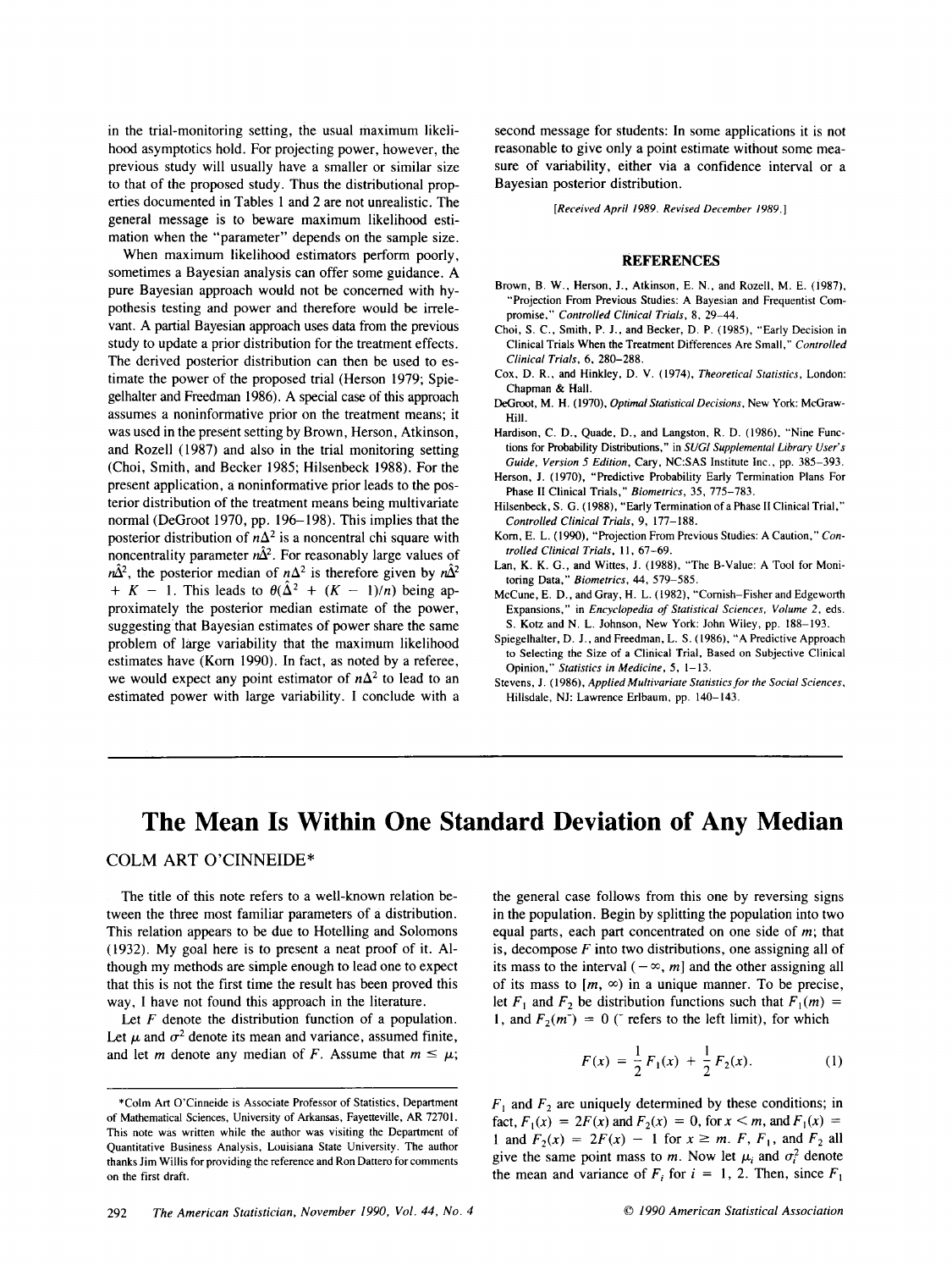in the trial-monitoring setting, the usual maximum likelihood asymptotics hold. For projecting power, however, the previous study will usually have a smaller or similar size to that of the proposed study. Thus the distributional properties documented in Tables 1 and 2 are not unrealistic. The general message is to beware maximum likelihood estimation when the "parameter" depends on the sample size.

When maximum likelihood estimators perform poorly, sometimes a Bayesian analysis can offer some guidance. A pure Bayesian approach would not be concerned with hypothesis testing and power and therefore would be irrelevant. A partial Bayesian approach uses data from the previous study to update a prior distribution for the treatment effects. The derived posterior distribution can then be used to estimate the power of the proposed trial (Herson 1979; Spiegelhalter and Freedman 1986). A special case of this approach assumes a noninformative prior on the treatment means; it was used in the present setting by Brown, Herson, Atkinson, and Rozell (1987) and also in the trial monitoring setting (Choi, Smith, and Becker 1985; Hilsenbeck 1988). For the present application, a noninformative prior leads to the posterior distribution of the treatment means being multivariate normal (DeGroot 1970, pp. 196–198). This implies that the posterior distribution of $n\Delta^2$ is a noncentral chi square with noncentrality parameter $n\hat{\Delta}^2$. For reasonably large values of $n\hat{\Delta}^2$, the posterior median of $n\Delta^2$ is therefore given by $n\hat{\Delta}^2 + K - 1$. This leads to $\theta(\hat{\Delta}^2 + (K - 1)/n)$ being approximately the posterior median estimate of the power, suggesting that Bayesian estimates of power share the same problem of large variability that the maximum likelihood estimates have (Korn 1990). In fact, as noted by a referee, we would expect any point estimator of $n\Delta^2$ to lead to an estimated power with large variability. I conclude with a second message for students: In some applications it is not reasonable to give only a point estimate without some measure of variability, either via a confidence interval or a Bayesian posterior distribution.

*[Received April 1989. Revised December 1989.]*

## REFERENCES

Brown, B. W., Herson, J., Atkinson, E. N., and Rozell, M. E. (1987), "Projection From Previous Studies: A Bayesian and Frequentist Compromise," *Controlled Clinical Trials*, 8, 29–44.

Choi, S. C., Smith, P. J., and Becker, D. P. (1985), "Early Decision in Clinical Trials When the Treatment Differences Are Small," *Controlled Clinical Trials*, 6, 280–288.

Cox, D. R., and Hinkley, D. V. (1974), *Theoretical Statistics*, London: Chapman & Hall.

DeGroot, M. H. (1970), *Optimal Statistical Decisions*, New York: McGraw-Hill.

Hardison, C. D., Quade, D., and Langston, R. D. (1986), "Nine Functions for Probability Distributions," in *SUGI Supplemental Library User's Guide, Version 5 Edition*, Cary, NC:SAS Institute Inc., pp. 385–393.

Herson, J. (1970), "Predictive Probability Early Termination Plans For Phase II Clinical Trials," *Biometrics*, 35, 775–783.

Hilsenbeck, S. G. (1988), "Early Termination of a Phase II Clinical Trial," *Controlled Clinical Trials*, 9, 177–188.

Korn, E. L. (1990), "Projection From Previous Studies: A Caution," *Controlled Clinical Trials*, 11, 67–69.

Lan, K. K. G., and Wittes, J. (1988), "The B-Value: A Tool for Monitoring Data," *Biometrics*, 44, 579–585.

McCune, E. D., and Gray, H. L. (1982), "Cornish–Fisher and Edgeworth Expansions," in *Encyclopedia of Statistical Sciences, Volume 2*, eds. S. Kotz and N. L. Johnson, New York: John Wiley, pp. 188–193.

Spiegelhalter, D. J., and Freedman, L. S. (1986), "A Predictive Approach to Selecting the Size of a Clinical Trial, Based on Subjective Clinical Opinion," *Statistics in Medicine*, 5, 1–13.

Stevens, J. (1986), *Applied Multivariate Statistics for the Social Sciences*, Hillsdale, NJ: Lawrence Erlbaum, pp. 140–143.

# The Mean Is Within One Standard Deviation of Any Median

COLM ART O'CINNEIDE*

The title of this note refers to a well-known relation between the three most familiar parameters of a distribution. This relation appears to be due to Hotelling and Solomons (1932). My goal here is to present a neat proof of it. Although my methods are simple enough to lead one to expect that this is not the first time the result has been proved this way, I have not found this approach in the literature.

Let $F$ denote the distribution function of a population. Let $\mu$ and $\sigma^2$ denote its mean and variance, assumed finite, and let $m$ denote any median of $F$. Assume that $m \leq \mu$; the general case follows from this one by reversing signs in the population. Begin by splitting the population into two equal parts, each part concentrated on one side of $m$; that is, decompose $F$ into two distributions, one assigning all of its mass to the interval $(-\infty, m]$ and the other assigning all of its mass to $[m, \infty)$ in a unique manner. To be precise, let $F_1$ and $F_2$ be distribution functions such that $F_1(m) = 1$, and $F_2(m^-) = 0$ ($^-$ refers to the left limit), for which

$$F(x) = \frac{1}{2} F_1(x) + \frac{1}{2} F_2(x). \tag{1}$$

$F_1$ and $F_2$ are uniquely determined by these conditions; in fact, $F_1(x) = 2F(x)$ and $F_2(x) = 0$, for $x < m$, and $F_1(x) = 1$ and $F_2(x) = 2F(x) - 1$ for $x \geq m$. $F$, $F_1$, and $F_2$ all give the same point mass to $m$. Now let $\mu_i$ and $\sigma_i^2$ denote the mean and variance of $F_i$ for $i = 1, 2$. Then, since $F_1$

*Colm Art O'Cinneide is Associate Professor of Statistics, Department of Mathematical Sciences, University of Arkansas, Fayetteville, AR 72701. This note was written while the author was visiting the Department of Quantitative Business Analysis, Louisiana State University. The author thanks Jim Willis for providing the reference and Ron Dattero for comments on the first draft.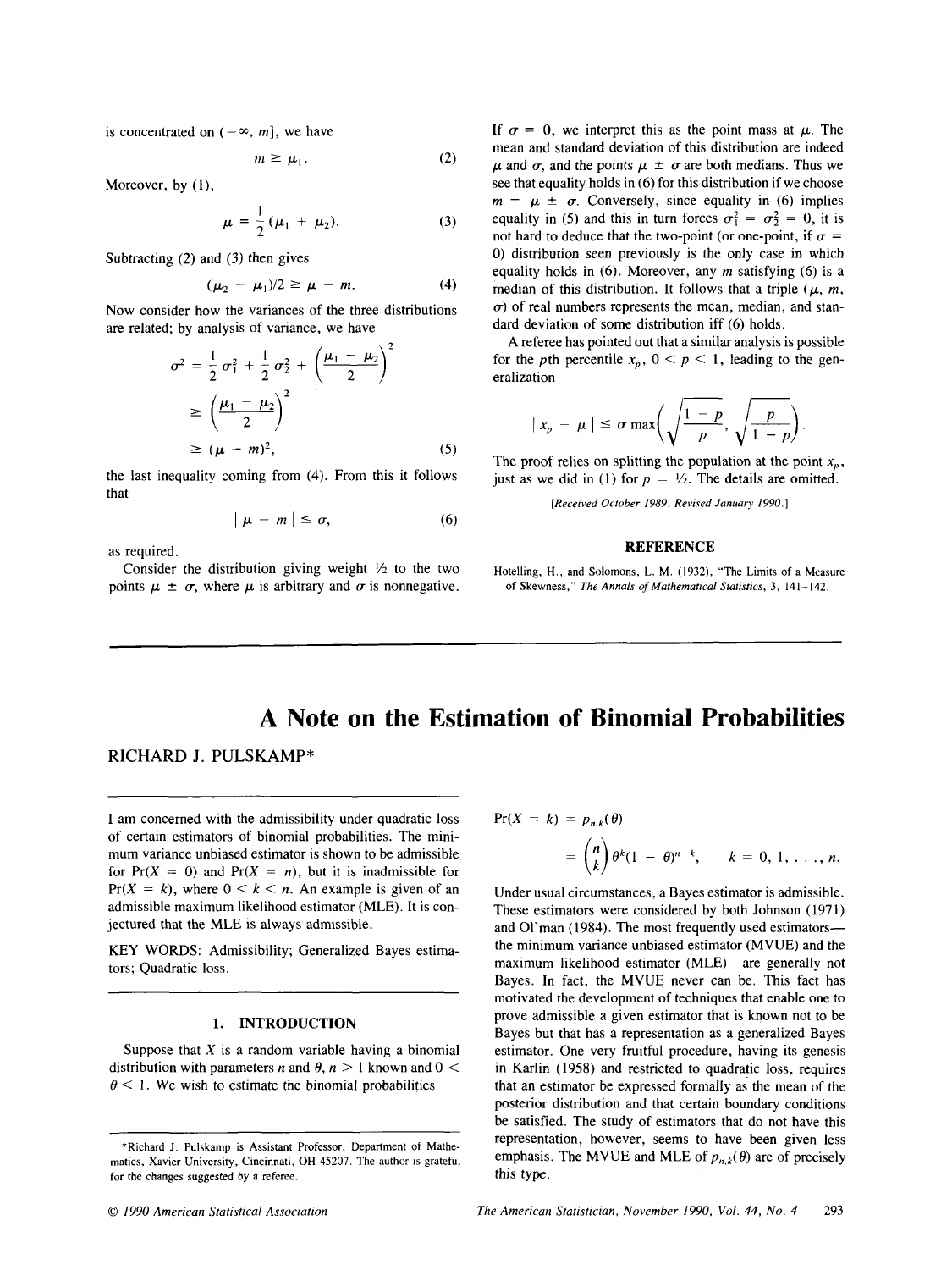is concentrated on $(-\infty, m]$, we have

$$m \geq \mu_1. \tag{2}$$

Moreover, by (1),

$$\mu = \frac{1}{2}(\mu_1 + \mu_2). \tag{3}$$

Subtracting (2) and (3) then gives

$$(\mu_2 - \mu_1)/2 \geq \mu - m. \tag{4}$$

Now consider how the variances of the three distributions are related; by analysis of variance, we have

$$\begin{aligned} \sigma^2 &= \frac{1}{2}\sigma_1^2 + \frac{1}{2}\sigma_2^2 + \left(\frac{\mu_1 - \mu_2}{2}\right)^2 \\ &\geq \left(\frac{\mu_1 - \mu_2}{2}\right)^2 \\ &\geq (\mu - m)^2, \end{aligned} \tag{5}$$

the last inequality coming from (4). From this it follows that

$$|\mu - m| \leq \sigma, \tag{6}$$

as required.

Consider the distribution giving weight ½ to the two points $\mu \pm \sigma$, where $\mu$ is arbitrary and $\sigma$ is nonnegative. If $\sigma = 0$, we interpret this as the point mass at $\mu$. The mean and standard deviation of this distribution are indeed $\mu$ and $\sigma$, and the points $\mu \pm \sigma$ are both medians. Thus we see that equality holds in (6) for this distribution if we choose $m = \mu \pm \sigma$. Conversely, since equality in (6) implies equality in (5) and this in turn forces $\sigma_1^2 = \sigma_2^2 = 0$, it is not hard to deduce that the two-point (or one-point, if $\sigma = 0$) distribution seen previously is the only case in which equality holds in (6). Moreover, any $m$ satisfying (6) is a median of this distribution. It follows that a triple $(\mu, m, \sigma)$ of real numbers represents the mean, median, and standard deviation of some distribution iff (6) holds.

A referee has pointed out that a similar analysis is possible for the $p$th percentile $x_p$, $0 < p < 1$, leading to the generalization

$$|x_p - \mu| \leq \sigma \max\left(\sqrt{\frac{1-p}{p}}, \sqrt{\frac{p}{1-p}}\right).$$

The proof relies on splitting the population at the point $x_p$, just as we did in (1) for $p = ½$. The details are omitted.

*[Received October 1989. Revised January 1990.]*

## REFERENCE

Hotelling, H., and Solomons, L. M. (1932), "The Limits of a Measure of Skewness," *The Annals of Mathematical Statistics*, 3, 141–142.

---

# A Note on the Estimation of Binomial Probabilities

RICHARD J. PULSKAMP*

I am concerned with the admissibility under quadratic loss of certain estimators of binomial probabilities. The minimum variance unbiased estimator is shown to be admissible for $\Pr(X = 0)$ and $\Pr(X = n)$, but it is inadmissible for $\Pr(X = k)$, where $0 < k < n$. An example is given of an admissible maximum likelihood estimator (MLE). It is conjectured that the MLE is always admissible.

KEY WORDS: Admissibility; Generalized Bayes estimators; Quadratic loss.

## 1. INTRODUCTION

Suppose that $X$ is a random variable having a binomial distribution with parameters $n$ and $\theta$, $n > 1$ known and $0 < \theta < 1$. We wish to estimate the binomial probabilities

$$\Pr(X = k) = p_{n,k}(\theta) = \binom{n}{k}\theta^k(1-\theta)^{n-k}, \quad k = 0, 1, \ldots, n.$$

Under usual circumstances, a Bayes estimator is admissible. These estimators were considered by both Johnson (1971) and Ol'man (1984). The most frequently used estimators—the minimum variance unbiased estimator (MVUE) and the maximum likelihood estimator (MLE)—are generally not Bayes. In fact, the MVUE never can be. This fact has motivated the development of techniques that enable one to prove admissible a given estimator that is known not to be Bayes but that has a representation as a generalized Bayes estimator. One very fruitful procedure, having its genesis in Karlin (1958) and restricted to quadratic loss, requires that an estimator be expressed formally as the mean of the posterior distribution and that certain boundary conditions be satisfied. The study of estimators that do not have this representation, however, seems to have been given less emphasis. The MVUE and MLE of $p_{n,k}(\theta)$ are of precisely this type.

*Richard J. Pulskamp is Assistant Professor, Department of Mathematics, Xavier University, Cincinnati, OH 45207. The author is grateful for the changes suggested by a referee.

© 1990 American Statistical Association